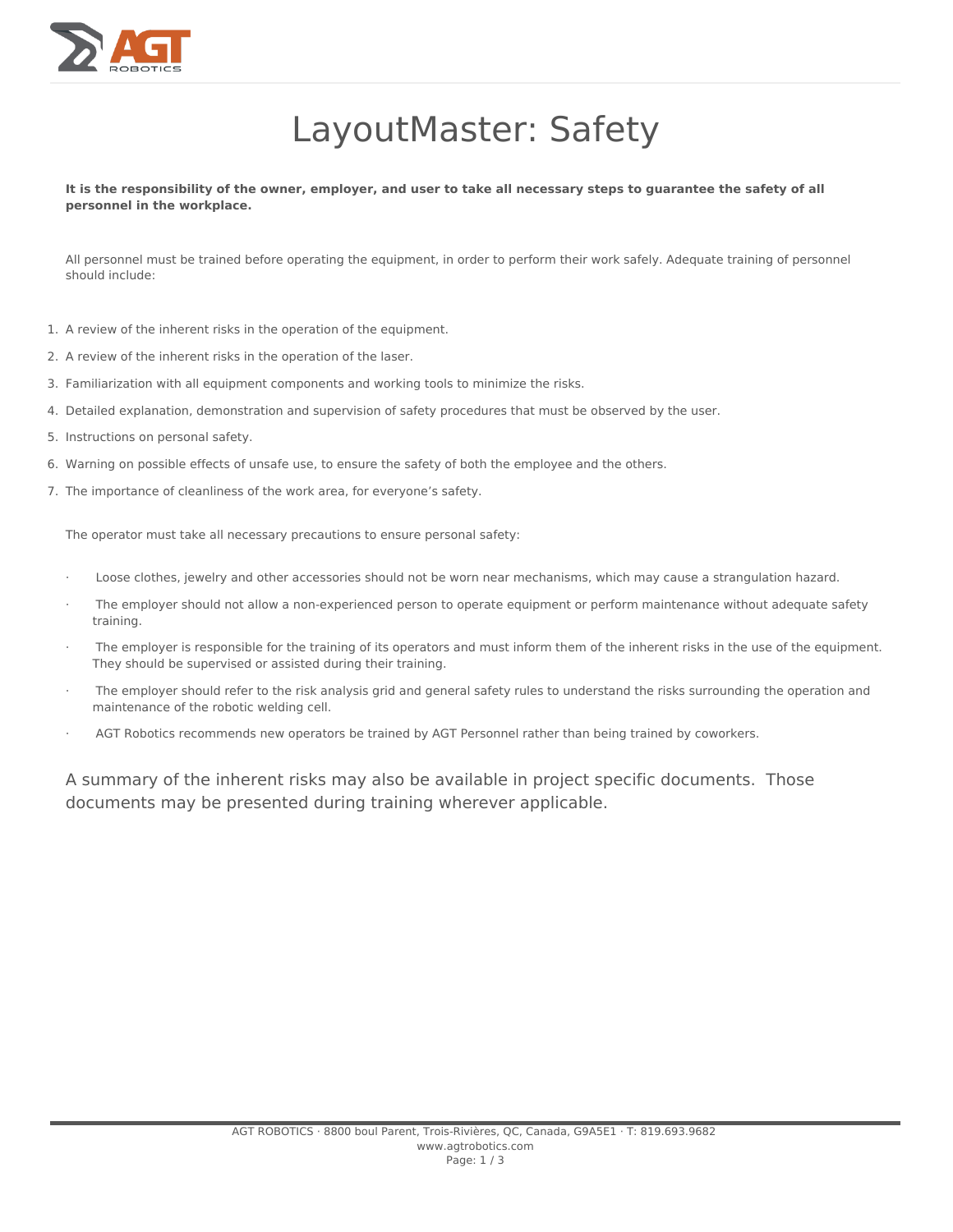# LayoutMaster: Safety

**It is the responsibility of the owner, employer, and user to take all necessary steps to guarantee the safety of all personnel in the workplace.**

All personnel must be trained before operating the equipment, in order to perform their work safely. Adequate training of personnel should include:

1. A review of the inherent risks in the operation of the equipment.
2. A review of the inherent risks in the operation of the laser.
3. Familiarization with all equipment components and working tools to minimize the risks.
4. Detailed explanation, demonstration and supervision of safety procedures that must be observed by the user.
5. Instructions on personal safety.
6. Warning on possible effects of unsafe use, to ensure the safety of both the employee and the others.
7. The importance of cleanliness of the work area, for everyone's safety.

The operator must take all necessary precautions to ensure personal safety:

- Loose clothes, jewelry and other accessories should not be worn near mechanisms, which may cause a strangulation hazard.
- The employer should not allow a non-experienced person to operate equipment or perform maintenance without adequate safety training.
- The employer is responsible for the training of its operators and must inform them of the inherent risks in the use of the equipment. They should be supervised or assisted during their training.
- The employer should refer to the risk analysis grid and general safety rules to understand the risks surrounding the operation and maintenance of the robotic welding cell.
- AGT Robotics recommends new operators be trained by AGT Personnel rather than being trained by coworkers.

A summary of the inherent risks may also be available in project specific documents. Those documents may be presented during training wherever applicable.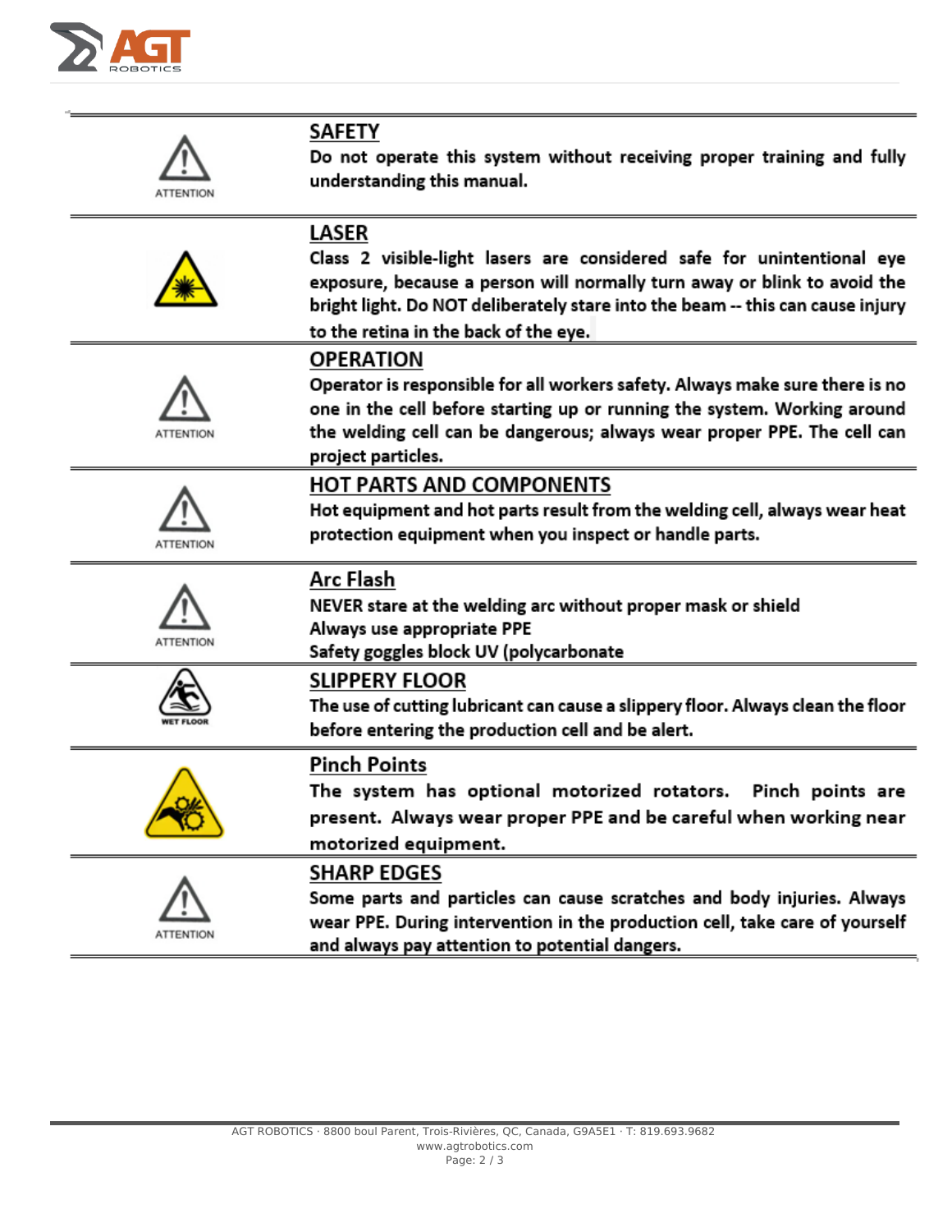| | |
|---|---|
| ATTENTION | **SAFETY**<br>**Do not operate this system without receiving proper training and fully understanding this manual.** |
| | **LASER**<br>**Class 2 visible-light lasers are considered safe for unintentional eye exposure, because a person will normally turn away or blink to avoid the bright light. Do NOT deliberately stare into the beam -- this can cause injury to the retina in the back of the eye.** |
| ATTENTION | **OPERATION**<br>**Operator is responsible for all workers safety. Always make sure there is no one in the cell before starting up or running the system. Working around the welding cell can be dangerous; always wear proper PPE. The cell can project particles.** |
| ATTENTION | **HOT PARTS AND COMPONENTS**<br>**Hot equipment and hot parts result from the welding cell, always wear heat protection equipment when you inspect or handle parts.** |
| ATTENTION | **Arc Flash**<br>**NEVER stare at the welding arc without proper mask or shield**<br>**Always use appropriate PPE**<br>**Safety goggles block UV (polycarbonate** |
| WET FLOOR | **SLIPPERY FLOOR**<br>**The use of cutting lubricant can cause a slippery floor. Always clean the floor before entering the production cell and be alert.** |
| | **Pinch Points**<br>**The system has optional motorized rotators. Pinch points are present. Always wear proper PPE and be careful when working near motorized equipment.** |
| ATTENTION | **SHARP EDGES**<br>**Some parts and particles can cause scratches and body injuries. Always wear PPE. During intervention in the production cell, take care of yourself and always pay attention to potential dangers.** |